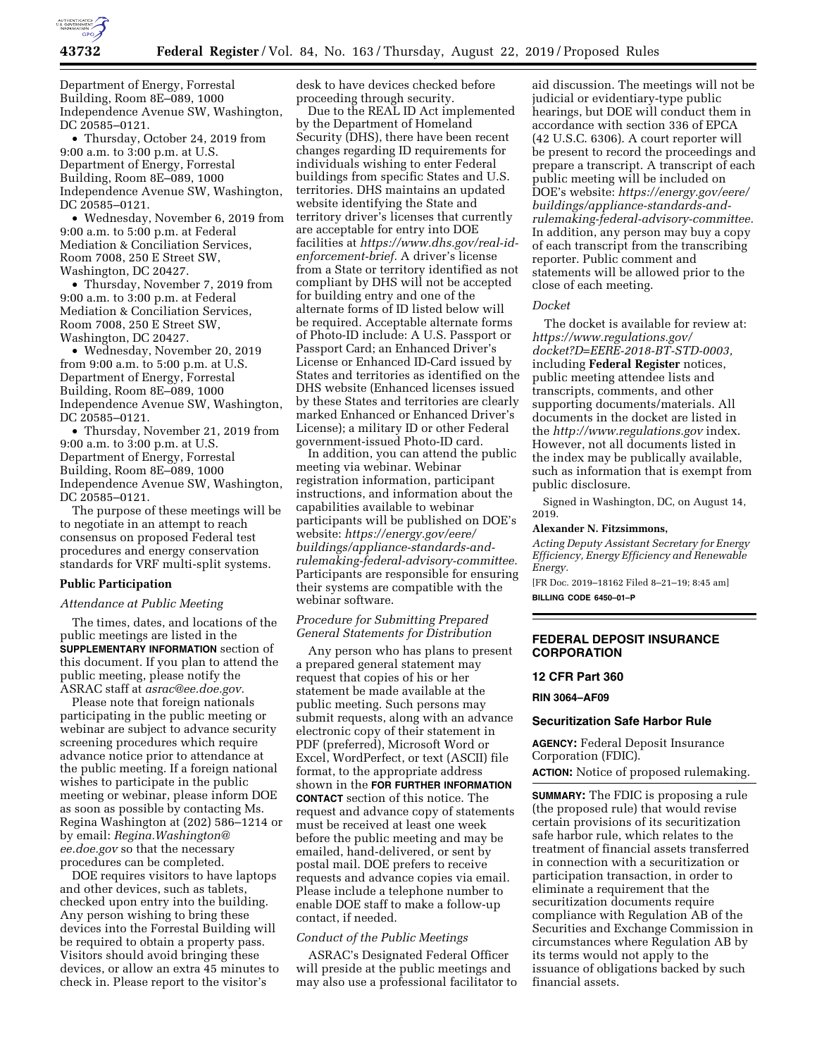Department of Energy, Forrestal Building, Room 8E–089, 1000 Independence Avenue SW, Washington, DC 20585–0121.

- Thursday, October 24, 2019 from 9:00 a.m. to 3:00 p.m. at U.S. Department of Energy, Forrestal Building, Room 8E–089, 1000 Independence Avenue SW, Washington, DC 20585–0121.
- Wednesday, November 6, 2019 from 9:00 a.m. to 5:00 p.m. at Federal Mediation & Conciliation Services, Room 7008, 250 E Street SW, Washington, DC 20427.
- Thursday, November 7, 2019 from 9:00 a.m. to 3:00 p.m. at Federal Mediation & Conciliation Services, Room 7008, 250 E Street SW, Washington, DC 20427.
- Wednesday, November 20, 2019 from 9:00 a.m. to 5:00 p.m. at U.S. Department of Energy, Forrestal Building, Room 8E–089, 1000 Independence Avenue SW, Washington, DC 20585–0121.
- Thursday, November 21, 2019 from 9:00 a.m. to 3:00 p.m. at U.S. Department of Energy, Forrestal Building, Room 8E–089, 1000 Independence Avenue SW, Washington, DC 20585–0121.

The purpose of these meetings will be to negotiate in an attempt to reach consensus on proposed Federal test procedures and energy conservation standards for VRF multi-split systems.

**Public Participation**

*Attendance at Public Meeting*

The times, dates, and locations of the public meetings are listed in the **SUPPLEMENTARY INFORMATION** section of this document. If you plan to attend the public meeting, please notify the ASRAC staff at *asrac@ee.doe.gov.*

Please note that foreign nationals participating in the public meeting or webinar are subject to advance security screening procedures which require advance notice prior to attendance at the public meeting. If a foreign national wishes to participate in the public meeting or webinar, please inform DOE as soon as possible by contacting Ms. Regina Washington at (202) 586–1214 or by email: *Regina.Washington@ee.doe.gov* so that the necessary procedures can be completed.

DOE requires visitors to have laptops and other devices, such as tablets, checked upon entry into the building. Any person wishing to bring these devices into the Forrestal Building will be required to obtain a property pass. Visitors should avoid bringing these devices, or allow an extra 45 minutes to check in. Please report to the visitor's desk to have devices checked before proceeding through security.

Due to the REAL ID Act implemented by the Department of Homeland Security (DHS), there have been recent changes regarding ID requirements for individuals wishing to enter Federal buildings from specific States and U.S. territories. DHS maintains an updated website identifying the State and territory driver's licenses that currently are acceptable for entry into DOE facilities at *https://www.dhs.gov/real-id-enforcement-brief.* A driver's license from a State or territory identified as not compliant by DHS will not be accepted for building entry and one of the alternate forms of ID listed below will be required. Acceptable alternate forms of Photo-ID include: A U.S. Passport or Passport Card; an Enhanced Driver's License or Enhanced ID-Card issued by States and territories as identified on the DHS website (Enhanced licenses issued by these States and territories are clearly marked Enhanced or Enhanced Driver's License); a military ID or other Federal government-issued Photo-ID card.

In addition, you can attend the public meeting via webinar. Webinar registration information, participant instructions, and information about the capabilities available to webinar participants will be published on DOE's website: *https://energy.gov/eere/buildings/appliance-standards-and-rulemaking-federal-advisory-committee.* Participants are responsible for ensuring their systems are compatible with the webinar software.

*Procedure for Submitting Prepared General Statements for Distribution*

Any person who has plans to present a prepared general statement may request that copies of his or her statement be made available at the public meeting. Such persons may submit requests, along with an advance electronic copy of their statement in PDF (preferred), Microsoft Word or Excel, WordPerfect, or text (ASCII) file format, to the appropriate address shown in the **FOR FURTHER INFORMATION CONTACT** section of this notice. The request and advance copy of statements must be received at least one week before the public meeting and may be emailed, hand-delivered, or sent by postal mail. DOE prefers to receive requests and advance copies via email. Please include a telephone number to enable DOE staff to make a follow-up contact, if needed.

*Conduct of the Public Meetings*

ASRAC's Designated Federal Officer will preside at the public meetings and may also use a professional facilitator to aid discussion. The meetings will not be judicial or evidentiary-type public hearings, but DOE will conduct them in accordance with section 336 of EPCA (42 U.S.C. 6306). A court reporter will be present to record the proceedings and prepare a transcript. A transcript of each public meeting will be included on DOE's website: *https://energy.gov/eere/buildings/appliance-standards-and-rulemaking-federal-advisory-committee.* In addition, any person may buy a copy of each transcript from the transcribing reporter. Public comment and statements will be allowed prior to the close of each meeting.

*Docket*

The docket is available for review at: *https://www.regulations.gov/docket?D=EERE-2018-BT-STD-0003,* including **Federal Register** notices, public meeting attendee lists and transcripts, comments, and other supporting documents/materials. All documents in the docket are listed in the *http://www.regulations.gov* index. However, not all documents listed in the index may be publically available, such as information that is exempt from public disclosure.

Signed in Washington, DC, on August 14, 2019.

**Alexander N. Fitzsimmons,**

*Acting Deputy Assistant Secretary for Energy Efficiency, Energy Efficiency and Renewable Energy.*

[FR Doc. 2019–18162 Filed 8–21–19; 8:45 am]

**BILLING CODE 6450–01–P**

---

## FEDERAL DEPOSIT INSURANCE CORPORATION

### 12 CFR Part 360

### RIN 3064–AF09

### Securitization Safe Harbor Rule

**AGENCY:** Federal Deposit Insurance Corporation (FDIC).

**ACTION:** Notice of proposed rulemaking.

**SUMMARY:** The FDIC is proposing a rule (the proposed rule) that would revise certain provisions of its securitization safe harbor rule, which relates to the treatment of financial assets transferred in connection with a securitization or participation transaction, in order to eliminate a requirement that the securitization documents require compliance with Regulation AB of the Securities and Exchange Commission in circumstances where Regulation AB by its terms would not apply to the issuance of obligations backed by such financial assets.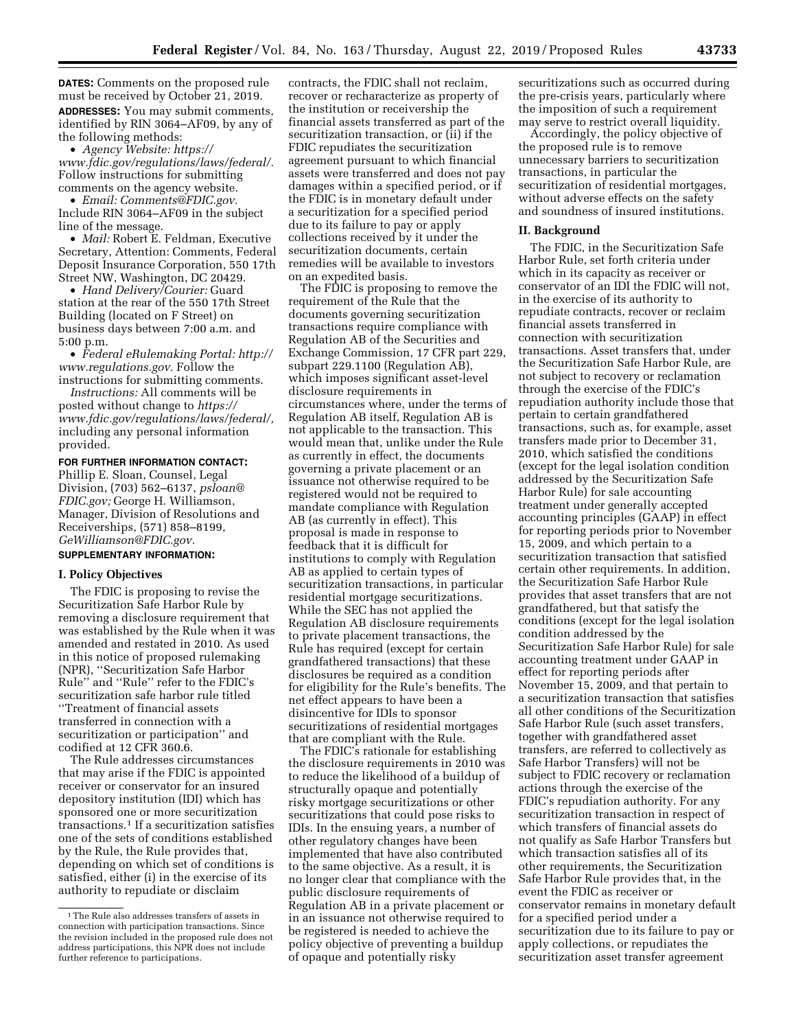**DATES:** Comments on the proposed rule must be received by October 21, 2019.

**ADDRESSES:** You may submit comments, identified by RIN 3064–AF09, by any of the following methods:

- *Agency Website: https://www.fdic.gov/regulations/laws/federal/.* Follow instructions for submitting comments on the agency website.
- *Email: Comments@FDIC.gov.* Include RIN 3064–AF09 in the subject line of the message.
- *Mail:* Robert E. Feldman, Executive Secretary, Attention: Comments, Federal Deposit Insurance Corporation, 550 17th Street NW, Washington, DC 20429.
- *Hand Delivery/Courier:* Guard station at the rear of the 550 17th Street Building (located on F Street) on business days between 7:00 a.m. and 5:00 p.m.
- *Federal eRulemaking Portal: http://www.regulations.gov.* Follow the instructions for submitting comments.

*Instructions:* All comments will be posted without change to *https://www.fdic.gov/regulations/laws/federal/,* including any personal information provided.

**FOR FURTHER INFORMATION CONTACT:** Phillip E. Sloan, Counsel, Legal Division, (703) 562–6137, *psloan@FDIC.gov;* George H. Williamson, Manager, Division of Resolutions and Receiverships, (571) 858–8199, *GeWilliamson@FDIC.gov.*

**SUPPLEMENTARY INFORMATION:**

## I. Policy Objectives

The FDIC is proposing to revise the Securitization Safe Harbor Rule by removing a disclosure requirement that was established by the Rule when it was amended and restated in 2010. As used in this notice of proposed rulemaking (NPR), ''Securitization Safe Harbor Rule'' and ''Rule'' refer to the FDIC's securitization safe harbor rule titled ''Treatment of financial assets transferred in connection with a securitization or participation'' and codified at 12 CFR 360.6.

The Rule addresses circumstances that may arise if the FDIC is appointed receiver or conservator for an insured depository institution (IDI) which has sponsored one or more securitization transactions.[1] If a securitization satisfies one of the sets of conditions established by the Rule, the Rule provides that, depending on which set of conditions is satisfied, either (i) in the exercise of its authority to repudiate or disclaim contracts, the FDIC shall not reclaim, recover or recharacterize as property of the institution or receivership the financial assets transferred as part of the securitization transaction, or (ii) if the FDIC repudiates the securitization agreement pursuant to which financial assets were transferred and does not pay damages within a specified period, or if the FDIC is in monetary default under a securitization for a specified period due to its failure to pay or apply collections received by it under the securitization documents, certain remedies will be available to investors on an expedited basis.

The FDIC is proposing to remove the requirement of the Rule that the documents governing securitization transactions require compliance with Regulation AB of the Securities and Exchange Commission, 17 CFR part 229, subpart 229.1100 (Regulation AB), which imposes significant asset-level disclosure requirements in circumstances where, under the terms of Regulation AB itself, Regulation AB is not applicable to the transaction. This would mean that, unlike under the Rule as currently in effect, the documents governing a private placement or an issuance not otherwise required to be registered would not be required to mandate compliance with Regulation AB (as currently in effect). This proposal is made in response to feedback that it is difficult for institutions to comply with Regulation AB as applied to certain types of securitization transactions, in particular residential mortgage securitizations. While the SEC has not applied the Regulation AB disclosure requirements to private placement transactions, the Rule has required (except for certain grandfathered transactions) that these disclosures be required as a condition for eligibility for the Rule's benefits. The net effect appears to have been a disincentive for IDIs to sponsor securitizations of residential mortgages that are compliant with the Rule.

The FDIC's rationale for establishing the disclosure requirements in 2010 was to reduce the likelihood of a buildup of structurally opaque and potentially risky mortgage securitizations or other securitizations that could pose risks to IDIs. In the ensuing years, a number of other regulatory changes have been implemented that have also contributed to the same objective. As a result, it is no longer clear that compliance with the public disclosure requirements of Regulation AB in a private placement or in an issuance not otherwise required to be registered is needed to achieve the policy objective of preventing a buildup of opaque and potentially risky securitizations such as occurred during the pre-crisis years, particularly where the imposition of such a requirement may serve to restrict overall liquidity.

Accordingly, the policy objective of the proposed rule is to remove unnecessary barriers to securitization transactions, in particular the securitization of residential mortgages, without adverse effects on the safety and soundness of insured institutions.

## II. Background

The FDIC, in the Securitization Safe Harbor Rule, set forth criteria under which in its capacity as receiver or conservator of an IDI the FDIC will not, in the exercise of its authority to repudiate contracts, recover or reclaim financial assets transferred in connection with securitization transactions. Asset transfers that, under the Securitization Safe Harbor Rule, are not subject to recovery or reclamation through the exercise of the FDIC's repudiation authority include those that pertain to certain grandfathered transactions, such as, for example, asset transfers made prior to December 31, 2010, which satisfied the conditions (except for the legal isolation condition addressed by the Securitization Safe Harbor Rule) for sale accounting treatment under generally accepted accounting principles (GAAP) in effect for reporting periods prior to November 15, 2009, and which pertain to a securitization transaction that satisfied certain other requirements. In addition, the Securitization Safe Harbor Rule provides that asset transfers that are not grandfathered, but that satisfy the conditions (except for the legal isolation condition addressed by the Securitization Safe Harbor Rule) for sale accounting treatment under GAAP in effect for reporting periods after November 15, 2009, and that pertain to a securitization transaction that satisfies all other conditions of the Securitization Safe Harbor Rule (such asset transfers, together with grandfathered asset transfers, are referred to collectively as Safe Harbor Transfers) will not be subject to FDIC recovery or reclamation actions through the exercise of the FDIC's repudiation authority. For any securitization transaction in respect of which transfers of financial assets do not qualify as Safe Harbor Transfers but which transaction satisfies all of its other requirements, the Securitization Safe Harbor Rule provides that, in the event the FDIC as receiver or conservator remains in monetary default for a specified period under a securitization due to its failure to pay or apply collections, or repudiates the securitization asset transfer agreement

[1] The Rule also addresses transfers of assets in connection with participation transactions. Since the revision included in the proposed rule does not address participations, this NPR does not include further reference to participations.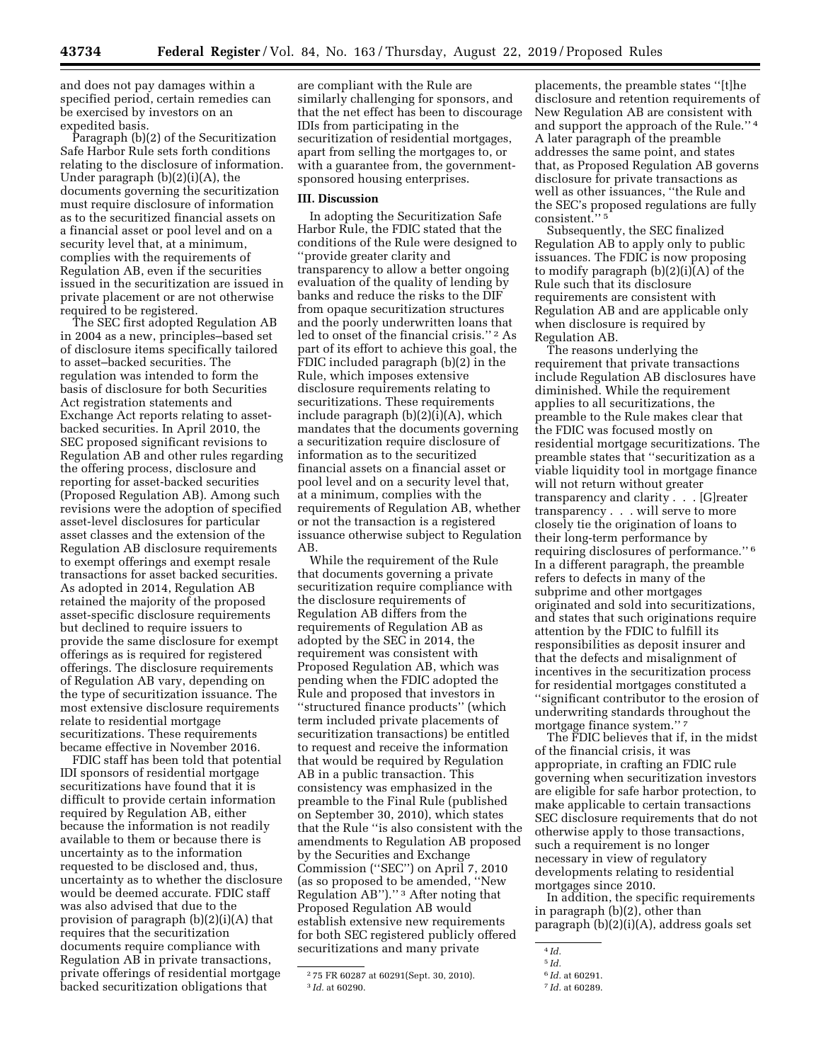and does not pay damages within a specified period, certain remedies can be exercised by investors on an expedited basis.

Paragraph (b)(2) of the Securitization Safe Harbor Rule sets forth conditions relating to the disclosure of information. Under paragraph (b)(2)(i)(A), the documents governing the securitization must require disclosure of information as to the securitized financial assets on a financial asset or pool level and on a security level that, at a minimum, complies with the requirements of Regulation AB, even if the securities issued in the securitization are issued in private placement or are not otherwise required to be registered.

The SEC first adopted Regulation AB in 2004 as a new, principles–based set of disclosure items specifically tailored to asset–backed securities. The regulation was intended to form the basis of disclosure for both Securities Act registration statements and Exchange Act reports relating to asset-backed securities. In April 2010, the SEC proposed significant revisions to Regulation AB and other rules regarding the offering process, disclosure and reporting for asset-backed securities (Proposed Regulation AB). Among such revisions were the adoption of specified asset-level disclosures for particular asset classes and the extension of the Regulation AB disclosure requirements to exempt offerings and exempt resale transactions for asset backed securities. As adopted in 2014, Regulation AB retained the majority of the proposed asset-specific disclosure requirements but declined to require issuers to provide the same disclosure for exempt offerings as is required for registered offerings. The disclosure requirements of Regulation AB vary, depending on the type of securitization issuance. The most extensive disclosure requirements relate to residential mortgage securitizations. These requirements became effective in November 2016.

FDIC staff has been told that potential IDI sponsors of residential mortgage securitizations have found that it is difficult to provide certain information required by Regulation AB, either because the information is not readily available to them or because there is uncertainty as to the information requested to be disclosed and, thus, uncertainty as to whether the disclosure would be deemed accurate. FDIC staff was also advised that due to the provision of paragraph (b)(2)(i)(A) that requires that the securitization documents require compliance with Regulation AB in private transactions, private offerings of residential mortgage backed securitization obligations that are compliant with the Rule are similarly challenging for sponsors, and that the net effect has been to discourage IDIs from participating in the securitization of residential mortgages, apart from selling the mortgages to, or with a guarantee from, the government-sponsored housing enterprises.

## III. Discussion

In adopting the Securitization Safe Harbor Rule, the FDIC stated that the conditions of the Rule were designed to "provide greater clarity and transparency to allow a better ongoing evaluation of the quality of lending by banks and reduce the risks to the DIF from opaque securitization structures and the poorly underwritten loans that led to onset of the financial crisis."[2] As part of its effort to achieve this goal, the FDIC included paragraph (b)(2) in the Rule, which imposes extensive disclosure requirements relating to securitizations. These requirements include paragraph (b)(2)(i)(A), which mandates that the documents governing a securitization require disclosure of information as to the securitized financial assets on a financial asset or pool level and on a security level that, at a minimum, complies with the requirements of Regulation AB, whether or not the transaction is a registered issuance otherwise subject to Regulation AB.

While the requirement of the Rule that documents governing a private securitization require compliance with the disclosure requirements of Regulation AB differs from the requirements of Regulation AB as adopted by the SEC in 2014, the requirement was consistent with Proposed Regulation AB, which was pending when the FDIC adopted the Rule and proposed that investors in "structured finance products" (which term included private placements of securitization transactions) be entitled to request and receive the information that would be required by Regulation AB in a public transaction. This consistency was emphasized in the preamble to the Final Rule (published on September 30, 2010), which states that the Rule "is also consistent with the amendments to Regulation AB proposed by the Securities and Exchange Commission ("SEC") on April 7, 2010 (as so proposed to be amended, "New Regulation AB")."[3] After noting that Proposed Regulation AB would establish extensive new requirements for both SEC registered publicly offered securitizations and many private placements, the preamble states "[t]he disclosure and retention requirements of New Regulation AB are consistent with and support the approach of the Rule."[4] A later paragraph of the preamble addresses the same point, and states that, as Proposed Regulation AB governs disclosure for private transactions as well as other issuances, "the Rule and the SEC's proposed regulations are fully consistent."[5]

Subsequently, the SEC finalized Regulation AB to apply only to public issuances. The FDIC is now proposing to modify paragraph (b)(2)(i)(A) of the Rule such that its disclosure requirements are consistent with Regulation AB and are applicable only when disclosure is required by Regulation AB.

The reasons underlying the requirement that private transactions include Regulation AB disclosures have diminished. While the requirement applies to all securitizations, the preamble to the Rule makes clear that the FDIC was focused mostly on residential mortgage securitizations. The preamble states that "securitization as a viable liquidity tool in mortgage finance will not return without greater transparency and clarity . . . [G]reater transparency . . . will serve to more closely tie the origination of loans to their long-term performance by requiring disclosures of performance."[6] In a different paragraph, the preamble refers to defects in many of the subprime and other mortgages originated and sold into securitizations, and states that such originations require attention by the FDIC to fulfill its responsibilities as deposit insurer and that the defects and misalignment of incentives in the securitization process for residential mortgages constituted a "significant contributor to the erosion of underwriting standards throughout the mortgage finance system."[7]

The FDIC believes that if, in the midst of the financial crisis, it was appropriate, in crafting an FDIC rule governing when securitization investors are eligible for safe harbor protection, to make applicable to certain transactions SEC disclosure requirements that do not otherwise apply to those transactions, such a requirement is no longer necessary in view of regulatory developments relating to residential mortgages since 2010.

In addition, the specific requirements in paragraph (b)(2), other than paragraph (b)(2)(i)(A), address goals set

---

[2] 75 FR 60287 at 60291(Sept. 30, 2010).

[3] *Id.* at 60290.

[4] *Id.*

[5] *Id.*

[6] *Id.* at 60291.

[7] *Id.* at 60289.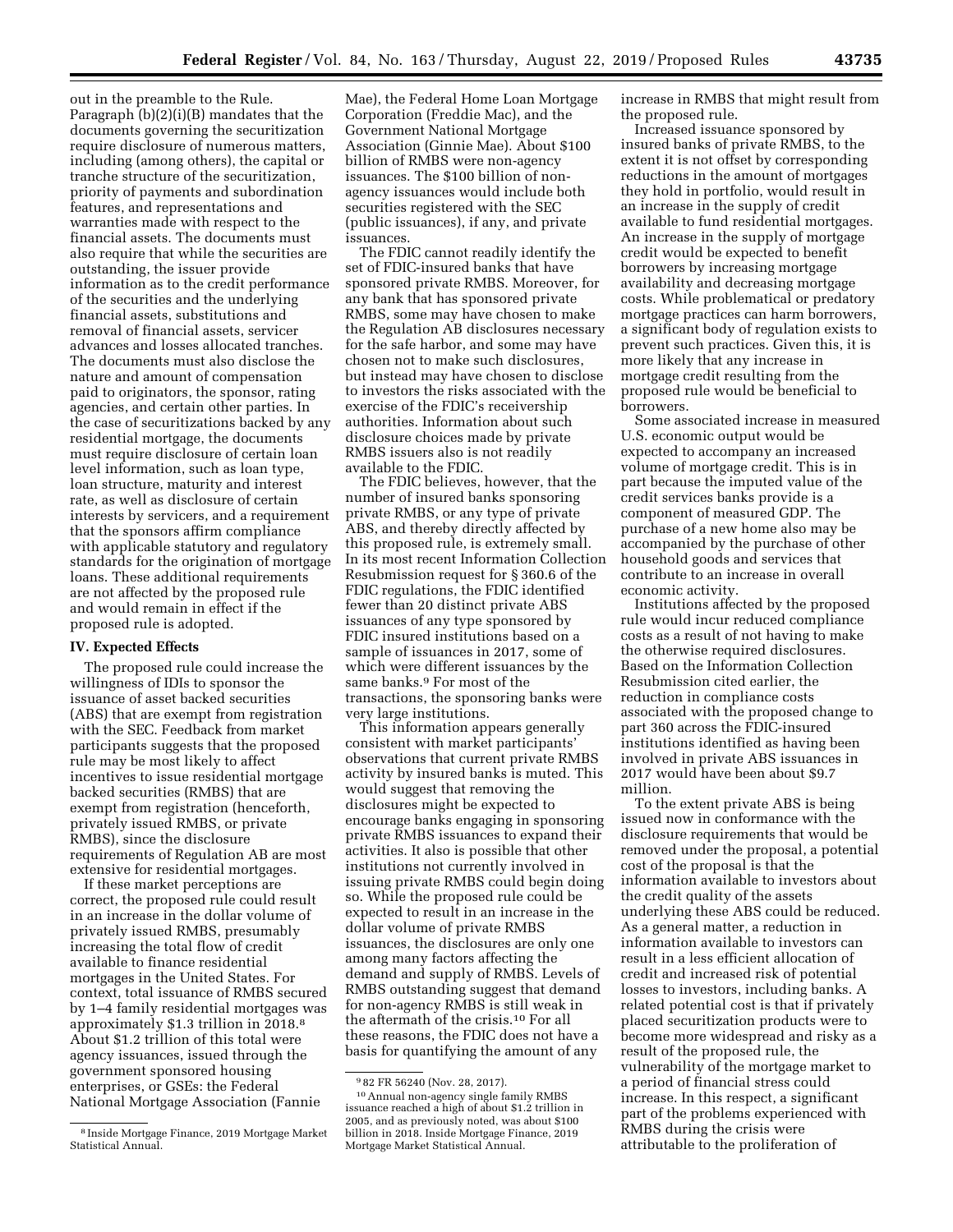out in the preamble to the Rule. Paragraph (b)(2)(i)(B) mandates that the documents governing the securitization require disclosure of numerous matters, including (among others), the capital or tranche structure of the securitization, priority of payments and subordination features, and representations and warranties made with respect to the financial assets. The documents must also require that while the securities are outstanding, the issuer provide information as to the credit performance of the securities and the underlying financial assets, substitutions and removal of financial assets, servicer advances and losses allocated tranches. The documents must also disclose the nature and amount of compensation paid to originators, the sponsor, rating agencies, and certain other parties. In the case of securitizations backed by any residential mortgage, the documents must require disclosure of certain loan level information, such as loan type, loan structure, maturity and interest rate, as well as disclosure of certain interests by servicers, and a requirement that the sponsors affirm compliance with applicable statutory and regulatory standards for the origination of mortgage loans. These additional requirements are not affected by the proposed rule and would remain in effect if the proposed rule is adopted.

## IV. Expected Effects

The proposed rule could increase the willingness of IDIs to sponsor the issuance of asset backed securities (ABS) that are exempt from registration with the SEC. Feedback from market participants suggests that the proposed rule may be most likely to affect incentives to issue residential mortgage backed securities (RMBS) that are exempt from registration (henceforth, privately issued RMBS, or private RMBS), since the disclosure requirements of Regulation AB are most extensive for residential mortgages.

If these market perceptions are correct, the proposed rule could result in an increase in the dollar volume of privately issued RMBS, presumably increasing the total flow of credit available to finance residential mortgages in the United States. For context, total issuance of RMBS secured by 1–4 family residential mortgages was approximately $1.3 trillion in 2018.[8] About $1.2 trillion of this total were agency issuances, issued through the government sponsored housing enterprises, or GSEs: the Federal National Mortgage Association (Fannie Mae), the Federal Home Loan Mortgage Corporation (Freddie Mac), and the Government National Mortgage Association (Ginnie Mae). About $100 billion of RMBS were non-agency issuances. The $100 billion of non-agency issuances would include both securities registered with the SEC (public issuances), if any, and private issuances.

The FDIC cannot readily identify the set of FDIC-insured banks that have sponsored private RMBS. Moreover, for any bank that has sponsored private RMBS, some may have chosen to make the Regulation AB disclosures necessary for the safe harbor, and some may have chosen not to make such disclosures, but instead may have chosen to disclose to investors the risks associated with the exercise of the FDIC's receivership authorities. Information about such disclosure choices made by private RMBS issuers also is not readily available to the FDIC.

The FDIC believes, however, that the number of insured banks sponsoring private RMBS, or any type of private ABS, and thereby directly affected by this proposed rule, is extremely small. In its most recent Information Collection Resubmission request for § 360.6 of the FDIC regulations, the FDIC identified fewer than 20 distinct private ABS issuances of any type sponsored by FDIC insured institutions based on a sample of issuances in 2017, some of which were different issuances by the same banks.[9] For most of the transactions, the sponsoring banks were very large institutions.

This information appears generally consistent with market participants' observations that current private RMBS activity by insured banks is muted. This would suggest that removing the disclosures might be expected to encourage banks engaging in sponsoring private RMBS issuances to expand their activities. It also is possible that other institutions not currently involved in issuing private RMBS could begin doing so. While the proposed rule could be expected to result in an increase in the dollar volume of private RMBS issuances, the disclosures are only one among many factors affecting the demand and supply of RMBS. Levels of RMBS outstanding suggest that demand for non-agency RMBS is still weak in the aftermath of the crisis.[10] For all these reasons, the FDIC does not have a basis for quantifying the amount of any increase in RMBS that might result from the proposed rule.

Increased issuance sponsored by insured banks of private RMBS, to the extent it is not offset by corresponding reductions in the amount of mortgages they hold in portfolio, would result in an increase in the supply of credit available to fund residential mortgages. An increase in the supply of mortgage credit would be expected to benefit borrowers by increasing mortgage availability and decreasing mortgage costs. While problematical or predatory mortgage practices can harm borrowers, a significant body of regulation exists to prevent such practices. Given this, it is more likely that any increase in mortgage credit resulting from the proposed rule would be beneficial to borrowers.

Some associated increase in measured U.S. economic output would be expected to accompany an increased volume of mortgage credit. This is in part because the imputed value of the credit services banks provide is a component of measured GDP. The purchase of a new home also may be accompanied by the purchase of other household goods and services that contribute to an increase in overall economic activity.

Institutions affected by the proposed rule would incur reduced compliance costs as a result of not having to make the otherwise required disclosures. Based on the Information Collection Resubmission cited earlier, the reduction in compliance costs associated with the proposed change to part 360 across the FDIC-insured institutions identified as having been involved in private ABS issuances in 2017 would have been about $9.7 million.

To the extent private ABS is being issued now in conformance with the disclosure requirements that would be removed under the proposal, a potential cost of the proposal is that the information available to investors about the credit quality of the assets underlying these ABS could be reduced. As a general matter, a reduction in information available to investors can result in a less efficient allocation of credit and increased risk of potential losses to investors, including banks. A related potential cost is that if privately placed securitization products were to become more widespread and risky as a result of the proposed rule, the vulnerability of the mortgage market to a period of financial stress could increase. In this respect, a significant part of the problems experienced with RMBS during the crisis were attributable to the proliferation of

---

[8] Inside Mortgage Finance, 2019 Mortgage Market Statistical Annual.

[9] 82 FR 56240 (Nov. 28, 2017).

[10] Annual non-agency single family RMBS issuance reached a high of about $1.2 trillion in 2005, and as previously noted, was about $100 billion in 2018. Inside Mortgage Finance, 2019 Mortgage Market Statistical Annual.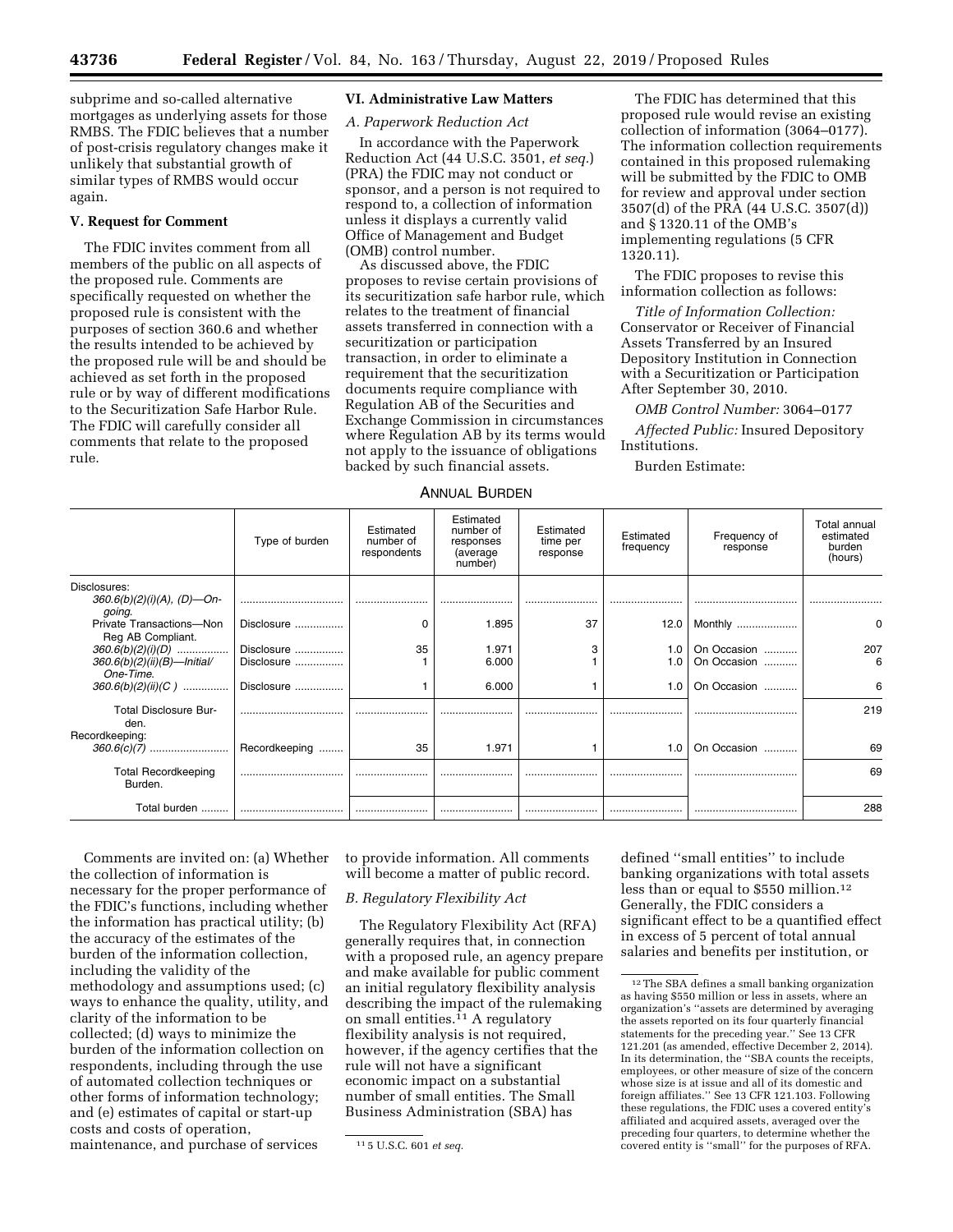subprime and so-called alternative mortgages as underlying assets for those RMBS. The FDIC believes that a number of post-crisis regulatory changes make it unlikely that substantial growth of similar types of RMBS would occur again.

### V. Request for Comment

The FDIC invites comment from all members of the public on all aspects of the proposed rule. Comments are specifically requested on whether the proposed rule is consistent with the purposes of section 360.6 and whether the results intended to be achieved by the proposed rule will be and should be achieved as set forth in the proposed rule or by way of different modifications to the Securitization Safe Harbor Rule. The FDIC will carefully consider all comments that relate to the proposed rule.

### VI. Administrative Law Matters

*A. Paperwork Reduction Act*

In accordance with the Paperwork Reduction Act (44 U.S.C. 3501, *et seq.*) (PRA) the FDIC may not conduct or sponsor, and a person is not required to respond to, a collection of information unless it displays a currently valid Office of Management and Budget (OMB) control number.

As discussed above, the FDIC proposes to revise certain provisions of its securitization safe harbor rule, which relates to the treatment of financial assets transferred in connection with a securitization or participation transaction, in order to eliminate a requirement that the securitization documents require compliance with Regulation AB of the Securities and Exchange Commission in circumstances where Regulation AB by its terms would not apply to the issuance of obligations backed by such financial assets.

The FDIC has determined that this proposed rule would revise an existing collection of information (3064–0177). The information collection requirements contained in this proposed rulemaking will be submitted by the FDIC to OMB for review and approval under section 3507(d) of the PRA (44 U.S.C. 3507(d)) and § 1320.11 of the OMB's implementing regulations (5 CFR 1320.11).

The FDIC proposes to revise this information collection as follows:

*Title of Information Collection:* Conservator or Receiver of Financial Assets Transferred by an Insured Depository Institution in Connection with a Securitization or Participation After September 30, 2010.

*OMB Control Number:* 3064–0177

*Affected Public:* Insured Depository Institutions.

Burden Estimate:

ANNUAL BURDEN

| | Type of burden | Estimated number of respondents | Estimated number of responses (average number) | Estimated time per response | Estimated frequency | Frequency of response | Total annual estimated burden (hours) |
|---|---|---|---|---|---|---|---|
| Disclosures: | | | | | | | |
| *360.6(b)(2)(i)(A), (D)—On-going.* | | | | | | | |
| Private Transactions—Non Reg AB Compliant. | Disclosure | 0 | 1.895 | 37 | 12.0 | Monthly | 0 |
| *360.6(b)(2)(i)(D)* | Disclosure | 35 | 1.971 | 3 | 1.0 | On Occasion | 207 |
| *360.6(b)(2)(ii)(B)—Initial/One-Time.* | Disclosure | 1 | 6.000 | 1 | 1.0 | On Occasion | 6 |
| *360.6(b)(2)(ii)(C )* | Disclosure | 1 | 6.000 | 1 | 1.0 | On Occasion | 6 |
| Total Disclosure Burden. | | | | | | | 219 |
| Recordkeeping: | | | | | | | |
| *360.6(c)(7)* | Recordkeeping | 35 | 1.971 | 1 | 1.0 | On Occasion | 69 |
| Total Recordkeeping Burden. | | | | | | | 69 |
| Total burden | | | | | | | 288 |

Comments are invited on: (a) Whether the collection of information is necessary for the proper performance of the FDIC's functions, including whether the information has practical utility; (b) the accuracy of the estimates of the burden of the information collection, including the validity of the methodology and assumptions used; (c) ways to enhance the quality, utility, and clarity of the information to be collected; (d) ways to minimize the burden of the information collection on respondents, including through the use of automated collection techniques or other forms of information technology; and (e) estimates of capital or start-up costs and costs of operation, maintenance, and purchase of services to provide information. All comments will become a matter of public record.

*B. Regulatory Flexibility Act*

The Regulatory Flexibility Act (RFA) generally requires that, in connection with a proposed rule, an agency prepare and make available for public comment an initial regulatory flexibility analysis describing the impact of the rulemaking on small entities.[11] A regulatory flexibility analysis is not required, however, if the agency certifies that the rule will not have a significant economic impact on a substantial number of small entities. The Small Business Administration (SBA) has defined "small entities" to include banking organizations with total assets less than or equal to $550 million.[12] Generally, the FDIC considers a significant effect to be a quantified effect in excess of 5 percent of total annual salaries and benefits per institution, or

[11] 5 U.S.C. 601 *et seq.*

[12] The SBA defines a small banking organization as having $550 million or less in assets, where an organization's "assets are determined by averaging the assets reported on its four quarterly financial statements for the preceding year." See 13 CFR 121.201 (as amended, effective December 2, 2014). In its determination, the "SBA counts the receipts, employees, or other measure of size of the concern whose size is at issue and all of its domestic and foreign affiliates." See 13 CFR 121.103. Following these regulations, the FDIC uses a covered entity's affiliated and acquired assets, averaged over the preceding four quarters, to determine whether the covered entity is "small" for the purposes of RFA.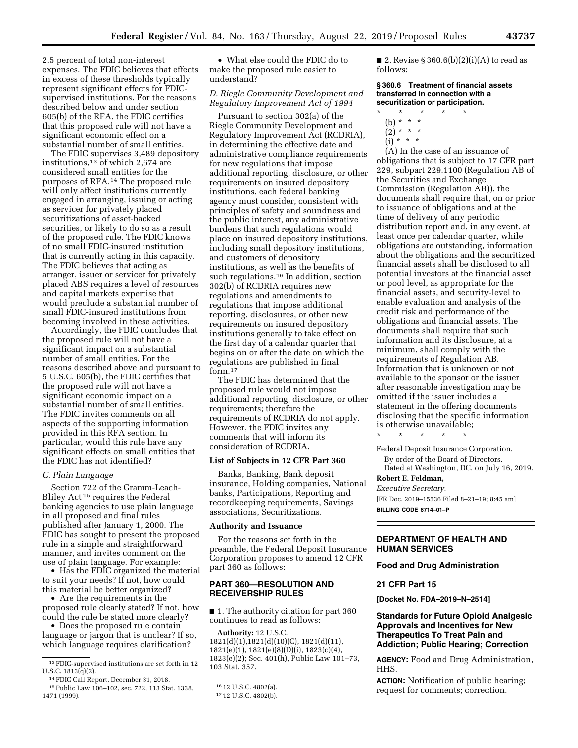2.5 percent of total non-interest expenses. The FDIC believes that effects in excess of these thresholds typically represent significant effects for FDIC-supervised institutions. For the reasons described below and under section 605(b) of the RFA, the FDIC certifies that this proposed rule will not have a significant economic effect on a substantial number of small entities.

The FDIC supervises 3,489 depository institutions,[13] of which 2,674 are considered small entities for the purposes of RFA.[14] The proposed rule will only affect institutions currently engaged in arranging, issuing or acting as servicer for privately placed securitizations of asset-backed securities, or likely to do so as a result of the proposed rule. The FDIC knows of no small FDIC-insured institution that is currently acting in this capacity. The FDIC believes that acting as arranger, issuer or servicer for privately placed ABS requires a level of resources and capital markets expertise that would preclude a substantial number of small FDIC-insured institutions from becoming involved in these activities.

Accordingly, the FDIC concludes that the proposed rule will not have a significant impact on a substantial number of small entities. For the reasons described above and pursuant to 5 U.S.C. 605(b), the FDIC certifies that the proposed rule will not have a significant economic impact on a substantial number of small entities. The FDIC invites comments on all aspects of the supporting information provided in this RFA section. In particular, would this rule have any significant effects on small entities that the FDIC has not identified?

### *C. Plain Language*

Section 722 of the Gramm-Leach-Bliley Act [15] requires the Federal banking agencies to use plain language in all proposed and final rules published after January 1, 2000. The FDIC has sought to present the proposed rule in a simple and straightforward manner, and invites comment on the use of plain language. For example:

• Has the FDIC organized the material to suit your needs? If not, how could this material be better organized?

• Are the requirements in the proposed rule clearly stated? If not, how could the rule be stated more clearly?

• Does the proposed rule contain language or jargon that is unclear? If so, which language requires clarification?

• What else could the FDIC do to make the proposed rule easier to understand?

### *D. Riegle Community Development and Regulatory Improvement Act of 1994*

Pursuant to section 302(a) of the Riegle Community Development and Regulatory Improvement Act (RCDRIA), in determining the effective date and administrative compliance requirements for new regulations that impose additional reporting, disclosure, or other requirements on insured depository institutions, each federal banking agency must consider, consistent with principles of safety and soundness and the public interest, any administrative burdens that such regulations would place on insured depository institutions, including small depository institutions, and customers of depository institutions, as well as the benefits of such regulations.[16] In addition, section 302(b) of RCDRIA requires new regulations and amendments to regulations that impose additional reporting, disclosures, or other new requirements on insured depository institutions generally to take effect on the first day of a calendar quarter that begins on or after the date on which the regulations are published in final form.[17]

The FDIC has determined that the proposed rule would not impose additional reporting, disclosure, or other requirements; therefore the requirements of RCDRIA do not apply. However, the FDIC invites any comments that will inform its consideration of RCDRIA.

### List of Subjects in 12 CFR Part 360

Banks, Banking, Bank deposit insurance, Holding companies, National banks, Participations, Reporting and recordkeeping requirements, Savings associations, Securitizations.

### Authority and Issuance

For the reasons set forth in the preamble, the Federal Deposit Insurance Corporation proposes to amend 12 CFR part 360 as follows:

## PART 360—RESOLUTION AND RECEIVERSHIP RULES

■ 1. The authority citation for part 360 continues to read as follows:

**Authority:** 12 U.S.C. 1821(d)(1),1821(d)(10)(C), 1821(d)(11), 1821(e)(1), 1821(e)(8)(D)(i), 1823(c)(4), 1823(e)(2); Sec. 401(h), Public Law 101–73, 103 Stat. 357.

■ 2. Revise § 360.6(b)(2)(i)(A) to read as follows:

**§ 360.6 Treatment of financial assets transferred in connection with a securitization or participation.**

\* \* \* \* \*

(b) \* \* \*

(2) \* \* \*

(i) \* \* \*

(A) In the case of an issuance of obligations that is subject to 17 CFR part 229, subpart 229.1100 (Regulation AB of the Securities and Exchange Commission (Regulation AB)), the documents shall require that, on or prior to issuance of obligations and at the time of delivery of any periodic distribution report and, in any event, at least once per calendar quarter, while obligations are outstanding, information about the obligations and the securitized financial assets shall be disclosed to all potential investors at the financial asset or pool level, as appropriate for the financial assets, and security-level to enable evaluation and analysis of the credit risk and performance of the obligations and financial assets. The documents shall require that such information and its disclosure, at a minimum, shall comply with the requirements of Regulation AB. Information that is unknown or not available to the sponsor or the issuer after reasonable investigation may be omitted if the issuer includes a statement in the offering documents disclosing that the specific information is otherwise unavailable;

\* \* \* \* \*

Federal Deposit Insurance Corporation.

By order of the Board of Directors.

Dated at Washington, DC, on July 16, 2019.

**Robert E. Feldman,**

*Executive Secretary.*

[FR Doc. 2019–15536 Filed 8–21–19; 8:45 am]

**BILLING CODE 6714–01–P**

---

## DEPARTMENT OF HEALTH AND HUMAN SERVICES

### Food and Drug Administration

### 21 CFR Part 15

**[Docket No. FDA–2019–N–2514]**

### Standards for Future Opioid Analgesic Approvals and Incentives for New Therapeutics To Treat Pain and Addiction; Public Hearing; Correction

**AGENCY:** Food and Drug Administration, HHS.

**ACTION:** Notification of public hearing; request for comments; correction.

---

[13] FDIC-supervised institutions are set forth in 12 U.S.C. 1813(q)(2).

[14] FDIC Call Report, December 31, 2018.

[15] Public Law 106–102, sec. 722, 113 Stat. 1338, 1471 (1999).

[16] 12 U.S.C. 4802(a).

[17] 12 U.S.C. 4802(b).